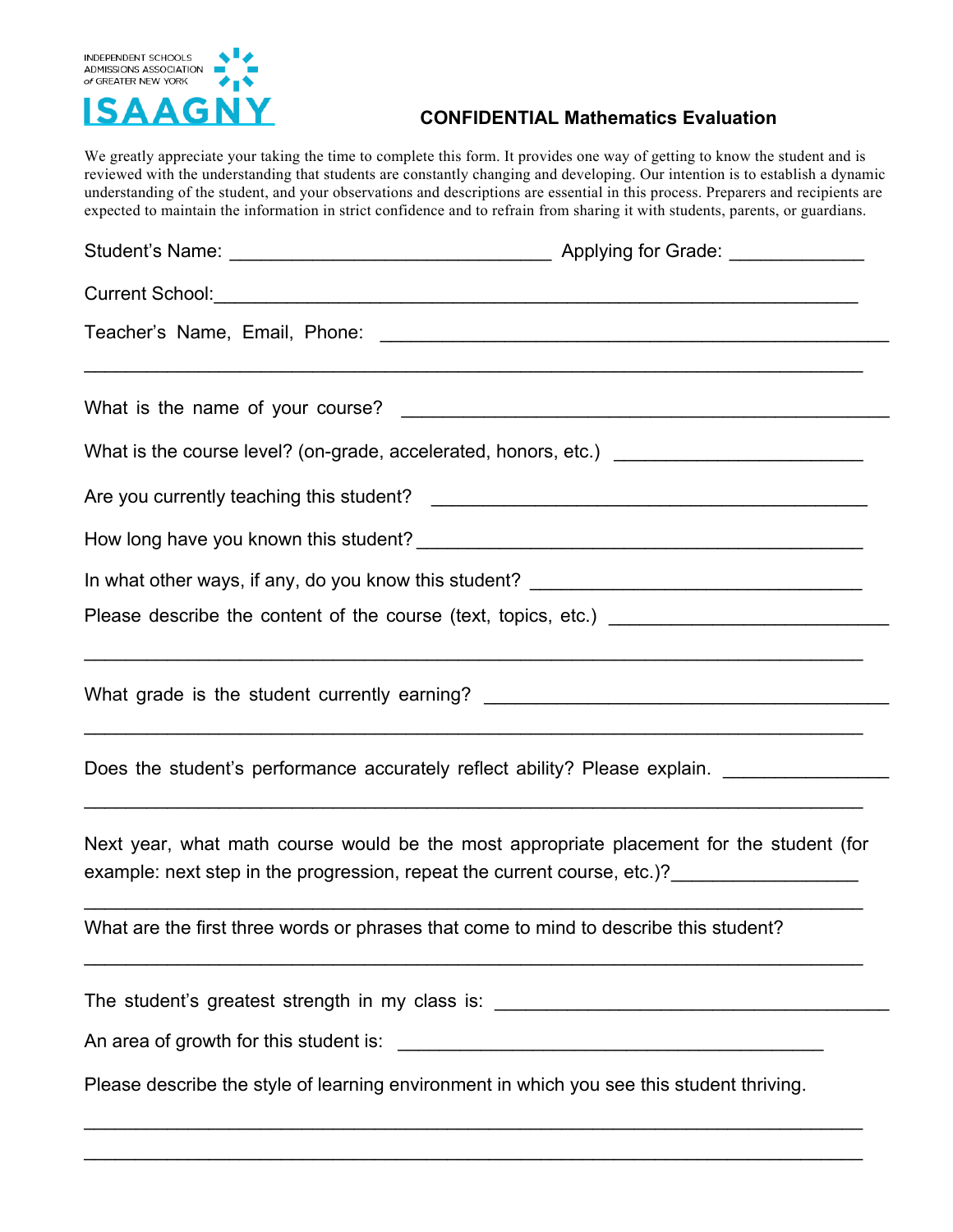INDEPENDENT SCHOOLS ADMISSIONS ASSOCIATION of GREATER NEW YORK

ISAAGNY

# CONFIDENTIAL Mathematics Evaluation

We greatly appreciate your taking the time to complete this form. It provides one way of getting to know the student and is reviewed with the understanding that students are constantly changing and developing. Our intention is to establish a dynamic understanding of the student, and your observations and descriptions are essential in this process. Preparers and recipients are expected to maintain the information in strict confidence and to refrain from sharing it with students, parents, or guardians.

Student's Name: ______________________________ Applying for Grade: ____________

Current School:____________________________________________________________

Teacher's Name, Email, Phone: ______________________________________________

__________________________________________________________________________

What is the name of your course? ____________________________________________

What is the course level? (on-grade, accelerated, honors, etc.) _______________________

Are you currently teaching this student? _________________________________________

How long have you known this student? __________________________________________

In what other ways, if any, do you know this student? ______________________________

Please describe the content of the course (text, topics, etc.) ________________________

__________________________________________________________________________

What grade is the student currently earning? _____________________________________

__________________________________________________________________________

Does the student's performance accurately reflect ability? Please explain. _______________

__________________________________________________________________________

Next year, what math course would be the most appropriate placement for the student (for example: next step in the progression, repeat the current course, etc.)?_________________

__________________________________________________________________________

What are the first three words or phrases that come to mind to describe this student?

__________________________________________________________________________

The student's greatest strength in my class is: ____________________________________

An area of growth for this student is: ________________________________________

Please describe the style of learning environment in which you see this student thriving.

__________________________________________________________________________

__________________________________________________________________________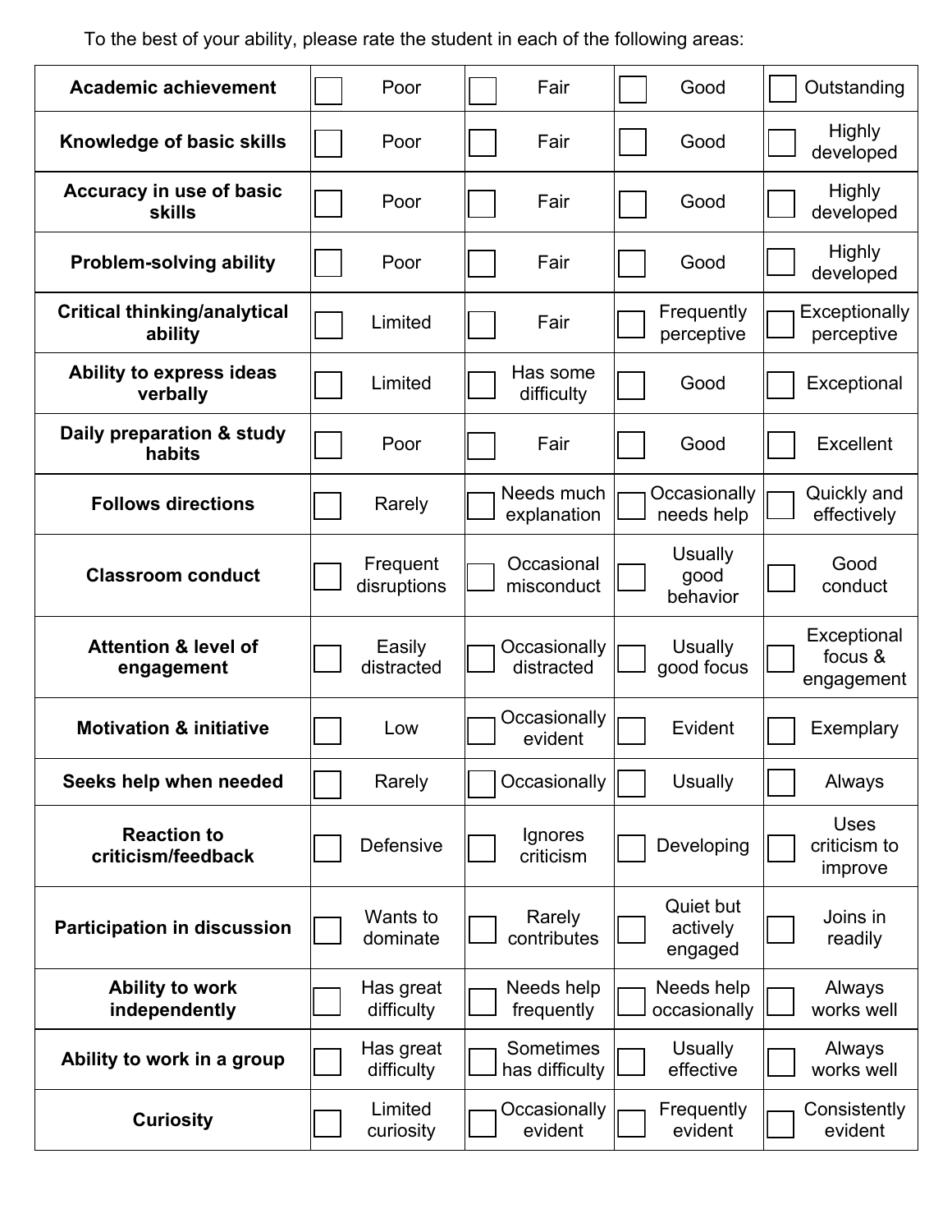To the best of your ability, please rate the student in each of the following areas:

| | | | | |
|---|---|---|---|---|
| **Academic achievement** | ☐ Poor | ☐ Fair | ☐ Good | ☐ Outstanding |
| **Knowledge of basic skills** | ☐ Poor | ☐ Fair | ☐ Good | ☐ Highly developed |
| **Accuracy in use of basic skills** | ☐ Poor | ☐ Fair | ☐ Good | ☐ Highly developed |
| **Problem-solving ability** | ☐ Poor | ☐ Fair | ☐ Good | ☐ Highly developed |
| **Critical thinking/analytical ability** | ☐ Limited | ☐ Fair | ☐ Frequently perceptive | ☐ Exceptionally perceptive |
| **Ability to express ideas verbally** | ☐ Limited | ☐ Has some difficulty | ☐ Good | ☐ Exceptional |
| **Daily preparation & study habits** | ☐ Poor | ☐ Fair | ☐ Good | ☐ Excellent |
| **Follows directions** | ☐ Rarely | ☐ Needs much explanation | ☐ Occasionally needs help | ☐ Quickly and effectively |
| **Classroom conduct** | ☐ Frequent disruptions | ☐ Occasional misconduct | ☐ Usually good behavior | ☐ Good conduct |
| **Attention & level of engagement** | ☐ Easily distracted | ☐ Occasionally distracted | ☐ Usually good focus | ☐ Exceptional focus & engagement |
| **Motivation & initiative** | ☐ Low | ☐ Occasionally evident | ☐ Evident | ☐ Exemplary |
| **Seeks help when needed** | ☐ Rarely | ☐ Occasionally | ☐ Usually | ☐ Always |
| **Reaction to criticism/feedback** | ☐ Defensive | ☐ Ignores criticism | ☐ Developing | ☐ Uses criticism to improve |
| **Participation in discussion** | ☐ Wants to dominate | ☐ Rarely contributes | ☐ Quiet but actively engaged | ☐ Joins in readily |
| **Ability to work independently** | ☐ Has great difficulty | ☐ Needs help frequently | ☐ Needs help occasionally | ☐ Always works well |
| **Ability to work in a group** | ☐ Has great difficulty | ☐ Sometimes has difficulty | ☐ Usually effective | ☐ Always works well |
| **Curiosity** | ☐ Limited curiosity | ☐ Occasionally evident | ☐ Frequently evident | ☐ Consistently evident |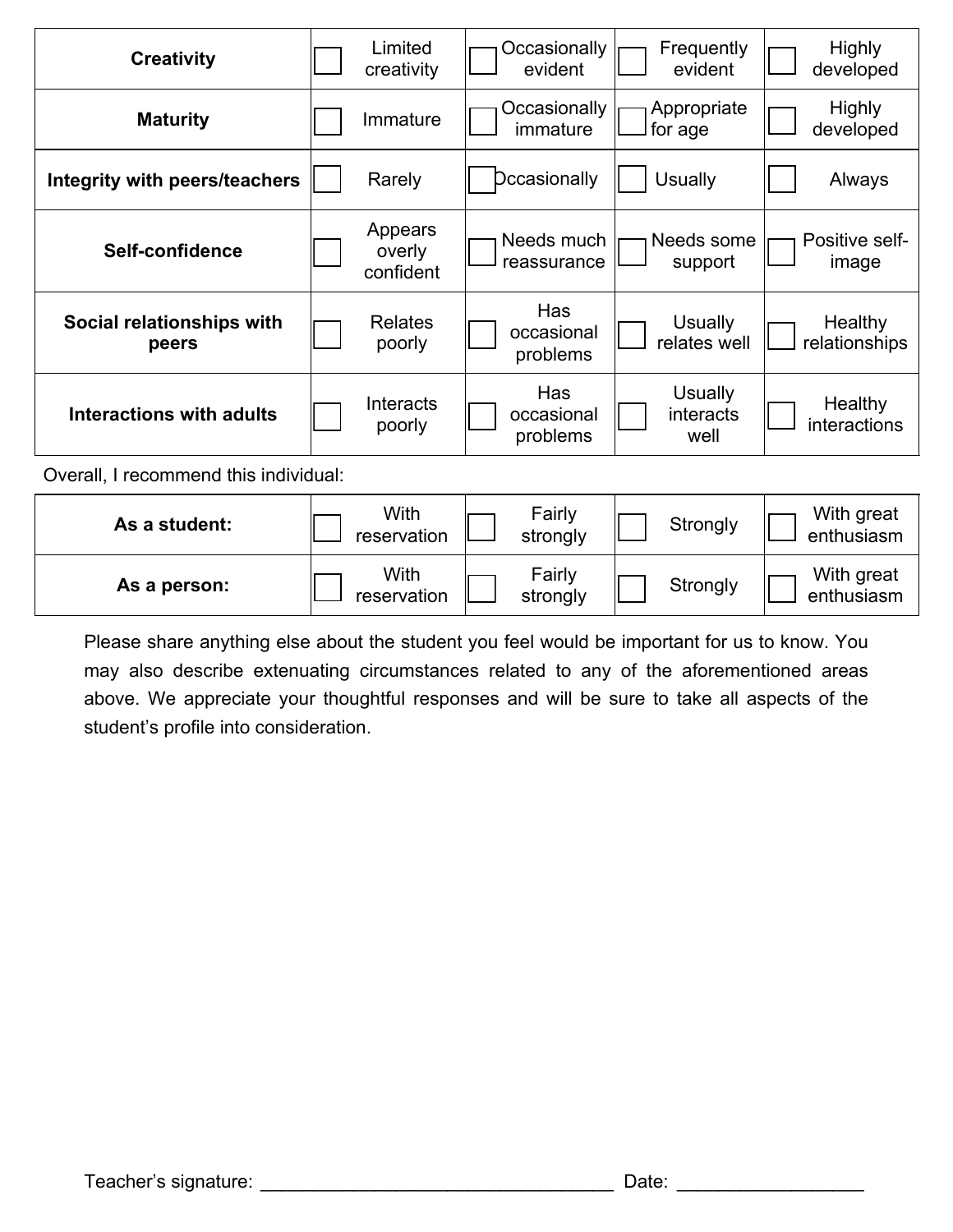| | | | | |
|---|---|---|---|---|
| **Creativity** | ☐ Limited creativity | ☐ Occasionally evident | ☐ Frequently evident | ☐ Highly developed |
| **Maturity** | ☐ Immature | ☐ Occasionally immature | ☐ Appropriate for age | ☐ Highly developed |
| **Integrity with peers/teachers** | ☐ Rarely | ☐ Occasionally | ☐ Usually | ☐ Always |
| **Self-confidence** | ☐ Appears overly confident | ☐ Needs much reassurance | ☐ Needs some support | ☐ Positive self-image |
| **Social relationships with peers** | ☐ Relates poorly | ☐ Has occasional problems | ☐ Usually relates well | ☐ Healthy relationships |
| **Interactions with adults** | ☐ Interacts poorly | ☐ Has occasional problems | ☐ Usually interacts well | ☐ Healthy interactions |

Overall, I recommend this individual:

| | | | | |
|---|---|---|---|---|
| **As a student:** | ☐ With reservation | ☐ Fairly strongly | ☐ Strongly | ☐ With great enthusiasm |
| **As a person:** | ☐ With reservation | ☐ Fairly strongly | ☐ Strongly | ☐ With great enthusiasm |

Please share anything else about the student you feel would be important for us to know. You may also describe extenuating circumstances related to any of the aforementioned areas above. We appreciate your thoughtful responses and will be sure to take all aspects of the student's profile into consideration.

Teacher's signature: ___________________________________ Date: __________________